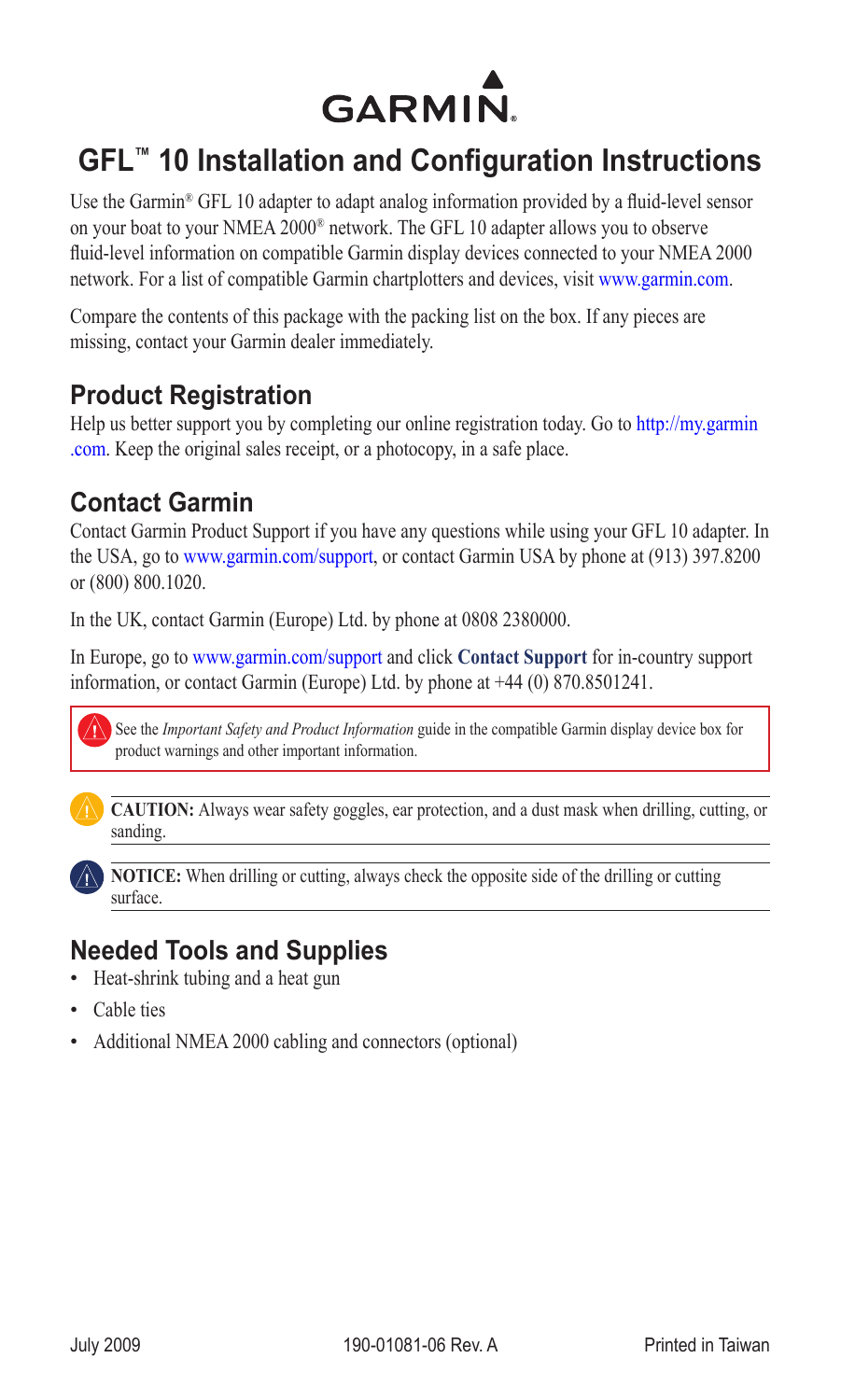GARMIN

# GFL™ 10 Installation and Configuration Instructions

Use the Garmin® GFL 10 adapter to adapt analog information provided by a fluid-level sensor on your boat to your NMEA 2000® network. The GFL 10 adapter allows you to observe fluid-level information on compatible Garmin display devices connected to your NMEA 2000 network. For a list of compatible Garmin chartplotters and devices, visit www.garmin.com.

Compare the contents of this package with the packing list on the box. If any pieces are missing, contact your Garmin dealer immediately.

## Product Registration

Help us better support you by completing our online registration today. Go to http://my.garmin.com. Keep the original sales receipt, or a photocopy, in a safe place.

## Contact Garmin

Contact Garmin Product Support if you have any questions while using your GFL 10 adapter. In the USA, go to www.garmin.com/support, or contact Garmin USA by phone at (913) 397.8200 or (800) 800.1020.

In the UK, contact Garmin (Europe) Ltd. by phone at 0808 2380000.

In Europe, go to www.garmin.com/support and click **Contact Support** for in-country support information, or contact Garmin (Europe) Ltd. by phone at +44 (0) 870.8501241.

> See the *Important Safety and Product Information* guide in the compatible Garmin display device box for product warnings and other important information.

**CAUTION:** Always wear safety goggles, ear protection, and a dust mask when drilling, cutting, or sanding.

**NOTICE:** When drilling or cutting, always check the opposite side of the drilling or cutting surface.

## Needed Tools and Supplies

- Heat-shrink tubing and a heat gun
- Cable ties
- Additional NMEA 2000 cabling and connectors (optional)

July 2009 190-01081-06 Rev. A Printed in Taiwan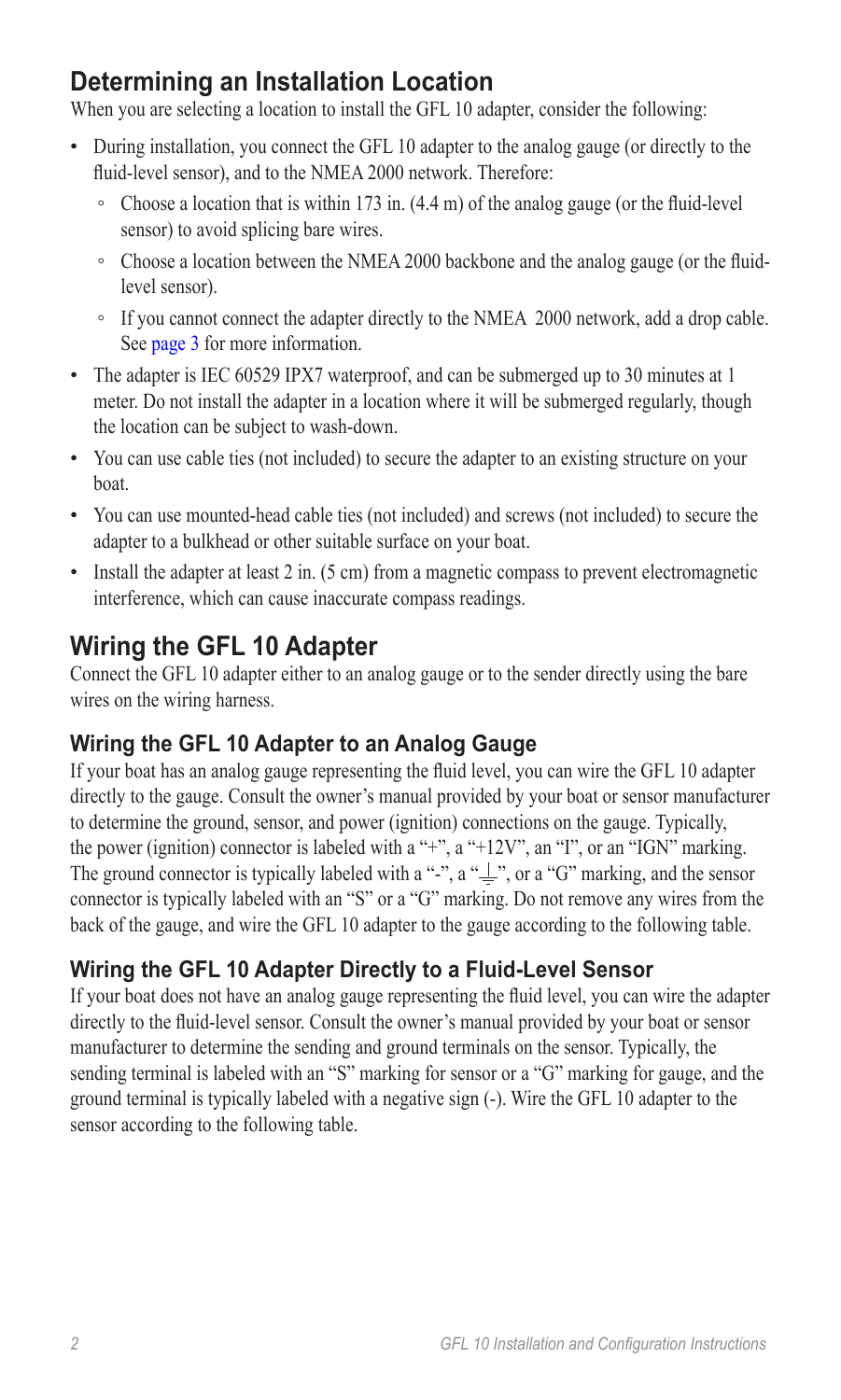## Determining an Installation Location

When you are selecting a location to install the GFL 10 adapter, consider the following:

- During installation, you connect the GFL 10 adapter to the analog gauge (or directly to the fluid-level sensor), and to the NMEA 2000 network. Therefore:
  - Choose a location that is within 173 in. (4.4 m) of the analog gauge (or the fluid-level sensor) to avoid splicing bare wires.
  - Choose a location between the NMEA 2000 backbone and the analog gauge (or the fluid-level sensor).
  - If you cannot connect the adapter directly to the NMEA 2000 network, add a drop cable. See page 3 for more information.
- The adapter is IEC 60529 IPX7 waterproof, and can be submerged up to 30 minutes at 1 meter. Do not install the adapter in a location where it will be submerged regularly, though the location can be subject to wash-down.
- You can use cable ties (not included) to secure the adapter to an existing structure on your boat.
- You can use mounted-head cable ties (not included) and screws (not included) to secure the adapter to a bulkhead or other suitable surface on your boat.
- Install the adapter at least 2 in. (5 cm) from a magnetic compass to prevent electromagnetic interference, which can cause inaccurate compass readings.

## Wiring the GFL 10 Adapter

Connect the GFL 10 adapter either to an analog gauge or to the sender directly using the bare wires on the wiring harness.

### Wiring the GFL 10 Adapter to an Analog Gauge

If your boat has an analog gauge representing the fluid level, you can wire the GFL 10 adapter directly to the gauge. Consult the owner's manual provided by your boat or sensor manufacturer to determine the ground, sensor, and power (ignition) connections on the gauge. Typically, the power (ignition) connector is labeled with a "+", a "+12V", an "I", or an "IGN" marking. The ground connector is typically labeled with a "-", a "⏚", or a "G" marking, and the sensor connector is typically labeled with an "S" or a "G" marking. Do not remove any wires from the back of the gauge, and wire the GFL 10 adapter to the gauge according to the following table.

### Wiring the GFL 10 Adapter Directly to a Fluid-Level Sensor

If your boat does not have an analog gauge representing the fluid level, you can wire the adapter directly to the fluid-level sensor. Consult the owner's manual provided by your boat or sensor manufacturer to determine the sending and ground terminals on the sensor. Typically, the sending terminal is labeled with an "S" marking for sensor or a "G" marking for gauge, and the ground terminal is typically labeled with a negative sign (-). Wire the GFL 10 adapter to the sensor according to the following table.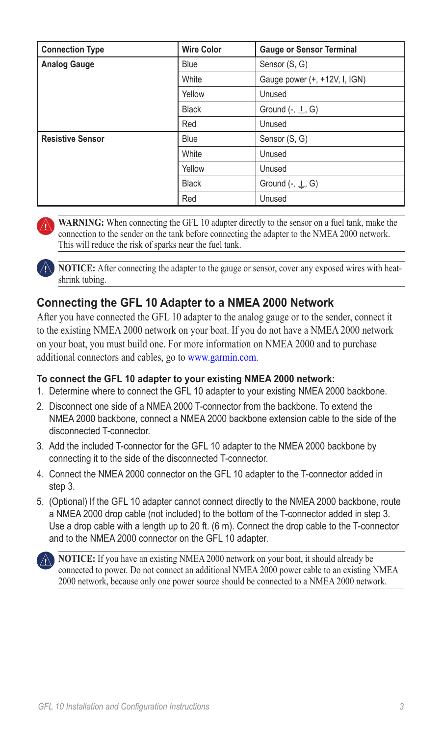| Connection Type | Wire Color | Gauge or Sensor Terminal |
|---|---|---|
| **Analog Gauge** | Blue | Sensor (S, G) |
| | White | Gauge power (+, +12V, I, IGN) |
| | Yellow | Unused |
| | Black | Ground (-, ⏚, G) |
| | Red | Unused |
| **Resistive Sensor** | Blue | Sensor (S, G) |
| | White | Unused |
| | Yellow | Unused |
| | Black | Ground (-, ⏚, G) |
| | Red | Unused |

**WARNING:** When connecting the GFL 10 adapter directly to the sensor on a fuel tank, make the connection to the sender on the tank before connecting the adapter to the NMEA 2000 network. This will reduce the risk of sparks near the fuel tank.

**NOTICE:** After connecting the adapter to the gauge or sensor, cover any exposed wires with heat-shrink tubing.

## Connecting the GFL 10 Adapter to a NMEA 2000 Network

After you have connected the GFL 10 adapter to the analog gauge or to the sender, connect it to the existing NMEA 2000 network on your boat. If you do not have a NMEA 2000 network on your boat, you must build one. For more information on NMEA 2000 and to purchase additional connectors and cables, go to www.garmin.com.

**To connect the GFL 10 adapter to your existing NMEA 2000 network:**

1. Determine where to connect the GFL 10 adapter to your existing NMEA 2000 backbone.
2. Disconnect one side of a NMEA 2000 T-connector from the backbone. To extend the NMEA 2000 backbone, connect a NMEA 2000 backbone extension cable to the side of the disconnected T-connector.
3. Add the included T-connector for the GFL 10 adapter to the NMEA 2000 backbone by connecting it to the side of the disconnected T-connector.
4. Connect the NMEA 2000 connector on the GFL 10 adapter to the T-connector added in step 3.
5. (Optional) If the GFL 10 adapter cannot connect directly to the NMEA 2000 backbone, route a NMEA 2000 drop cable (not included) to the bottom of the T-connector added in step 3. Use a drop cable with a length up to 20 ft. (6 m). Connect the drop cable to the T-connector and to the NMEA 2000 connector on the GFL 10 adapter.

**NOTICE:** If you have an existing NMEA 2000 network on your boat, it should already be connected to power. Do not connect an additional NMEA 2000 power cable to an existing NMEA 2000 network, because only one power source should be connected to a NMEA 2000 network.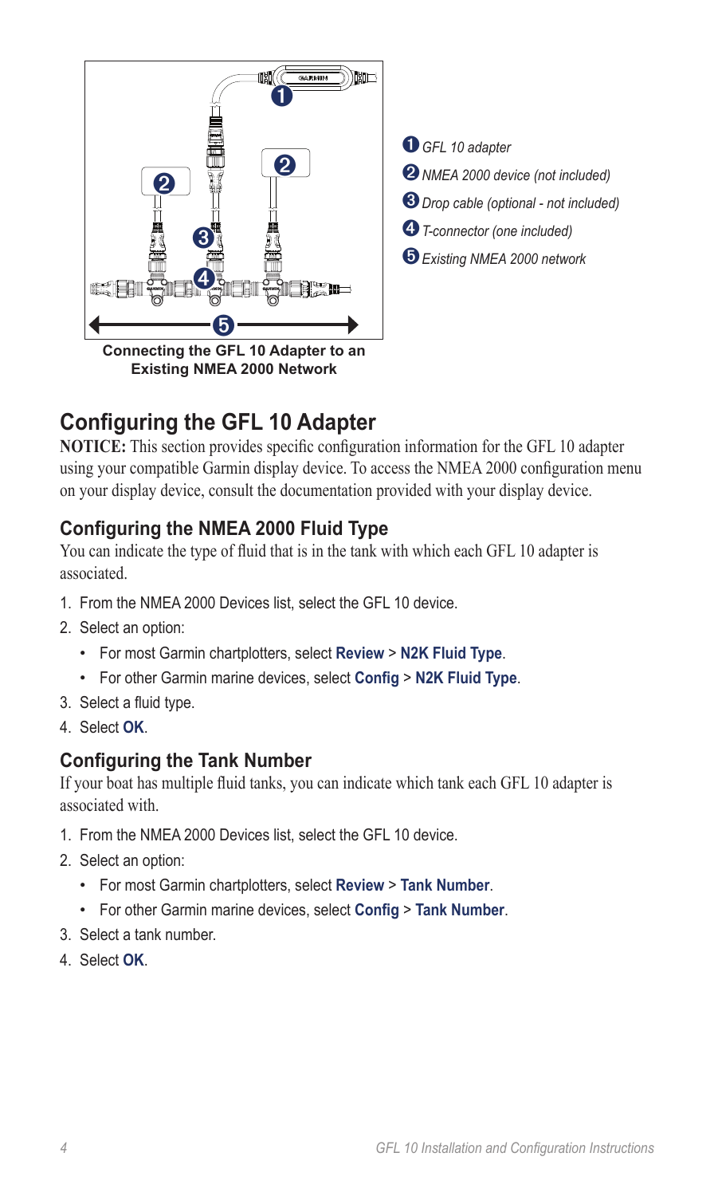❶ *GFL 10 adapter*

❷ *NMEA 2000 device (not included)*

❸ *Drop cable (optional - not included)*

❹ *T-connector (one included)*

❺ *Existing NMEA 2000 network*

**Connecting the GFL 10 Adapter to an Existing NMEA 2000 Network**

## Configuring the GFL 10 Adapter

**NOTICE:** This section provides specific configuration information for the GFL 10 adapter using your compatible Garmin display device. To access the NMEA 2000 configuration menu on your display device, consult the documentation provided with your display device.

### Configuring the NMEA 2000 Fluid Type

You can indicate the type of fluid that is in the tank with which each GFL 10 adapter is associated.

1. From the NMEA 2000 Devices list, select the GFL 10 device.
2. Select an option:
   - For most Garmin chartplotters, select **Review** > **N2K Fluid Type**.
   - For other Garmin marine devices, select **Config** > **N2K Fluid Type**.
3. Select a fluid type.
4. Select **OK**.

### Configuring the Tank Number

If your boat has multiple fluid tanks, you can indicate which tank each GFL 10 adapter is associated with.

1. From the NMEA 2000 Devices list, select the GFL 10 device.
2. Select an option:
   - For most Garmin chartplotters, select **Review** > **Tank Number**.
   - For other Garmin marine devices, select **Config** > **Tank Number**.
3. Select a tank number.
4. Select **OK**.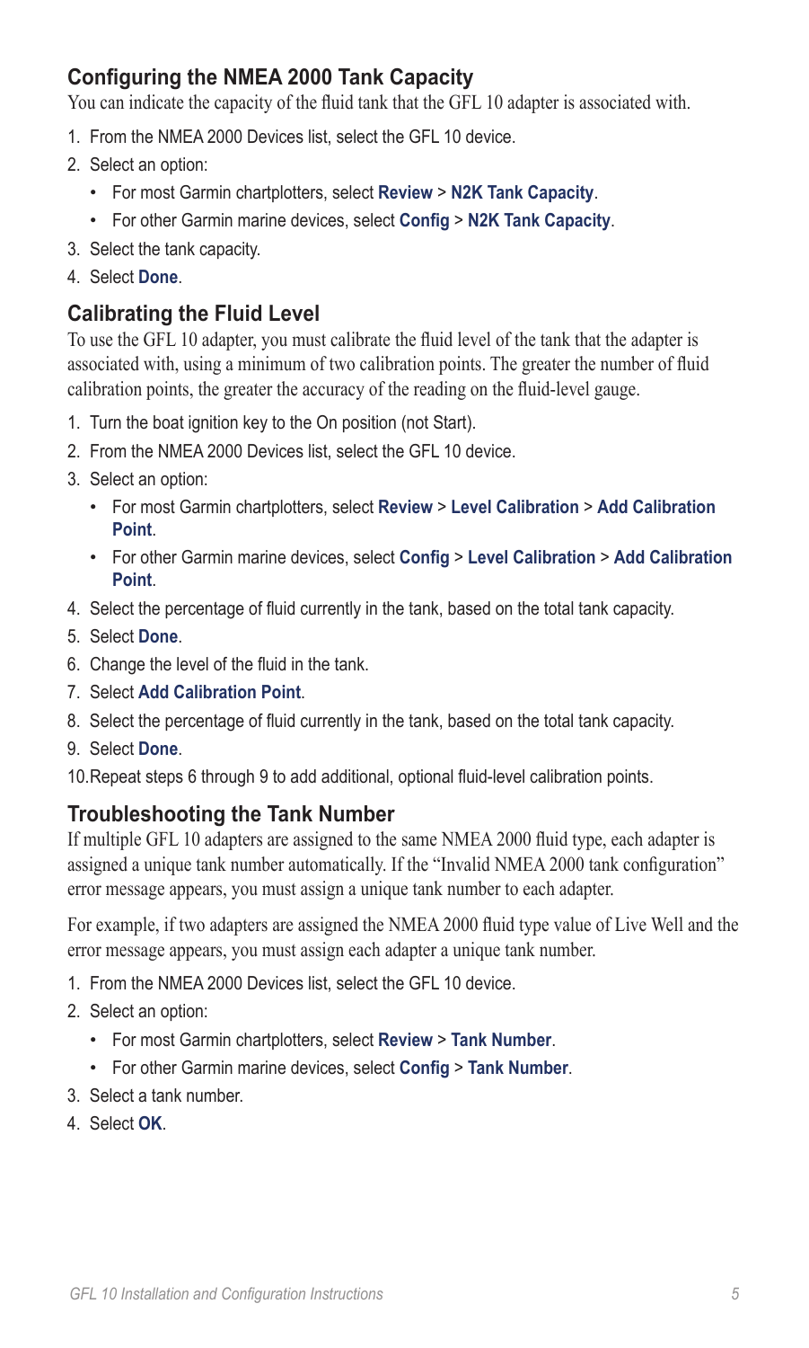## Configuring the NMEA 2000 Tank Capacity

You can indicate the capacity of the fluid tank that the GFL 10 adapter is associated with.

1. From the NMEA 2000 Devices list, select the GFL 10 device.
2. Select an option:
   - For most Garmin chartplotters, select **Review** > **N2K Tank Capacity**.
   - For other Garmin marine devices, select **Config** > **N2K Tank Capacity**.
3. Select the tank capacity.
4. Select **Done**.

## Calibrating the Fluid Level

To use the GFL 10 adapter, you must calibrate the fluid level of the tank that the adapter is associated with, using a minimum of two calibration points. The greater the number of fluid calibration points, the greater the accuracy of the reading on the fluid-level gauge.

1. Turn the boat ignition key to the On position (not Start).
2. From the NMEA 2000 Devices list, select the GFL 10 device.
3. Select an option:
   - For most Garmin chartplotters, select **Review** > **Level Calibration** > **Add Calibration Point**.
   - For other Garmin marine devices, select **Config** > **Level Calibration** > **Add Calibration Point**.
4. Select the percentage of fluid currently in the tank, based on the total tank capacity.
5. Select **Done**.
6. Change the level of the fluid in the tank.
7. Select **Add Calibration Point**.
8. Select the percentage of fluid currently in the tank, based on the total tank capacity.
9. Select **Done**.
10. Repeat steps 6 through 9 to add additional, optional fluid-level calibration points.

## Troubleshooting the Tank Number

If multiple GFL 10 adapters are assigned to the same NMEA 2000 fluid type, each adapter is assigned a unique tank number automatically. If the "Invalid NMEA 2000 tank configuration" error message appears, you must assign a unique tank number to each adapter.

For example, if two adapters are assigned the NMEA 2000 fluid type value of Live Well and the error message appears, you must assign each adapter a unique tank number.

1. From the NMEA 2000 Devices list, select the GFL 10 device.
2. Select an option:
   - For most Garmin chartplotters, select **Review** > **Tank Number**.
   - For other Garmin marine devices, select **Config** > **Tank Number**.
3. Select a tank number.
4. Select **OK**.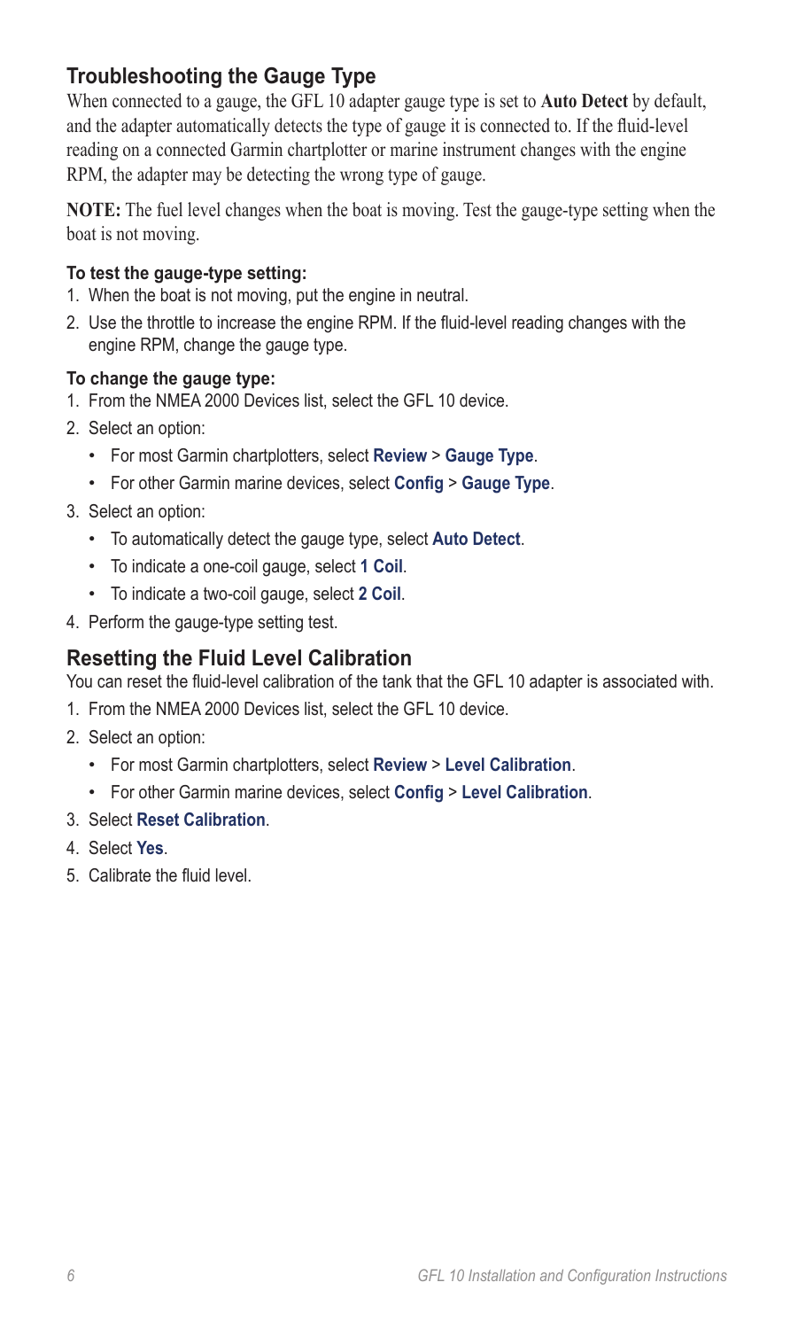## Troubleshooting the Gauge Type

When connected to a gauge, the GFL 10 adapter gauge type is set to **Auto Detect** by default, and the adapter automatically detects the type of gauge it is connected to. If the fluid-level reading on a connected Garmin chartplotter or marine instrument changes with the engine RPM, the adapter may be detecting the wrong type of gauge.

**NOTE:** The fuel level changes when the boat is moving. Test the gauge-type setting when the boat is not moving.

**To test the gauge-type setting:**

1. When the boat is not moving, put the engine in neutral.
2. Use the throttle to increase the engine RPM. If the fluid-level reading changes with the engine RPM, change the gauge type.

**To change the gauge type:**

1. From the NMEA 2000 Devices list, select the GFL 10 device.
2. Select an option:
   - For most Garmin chartplotters, select **Review** > **Gauge Type**.
   - For other Garmin marine devices, select **Config** > **Gauge Type**.
3. Select an option:
   - To automatically detect the gauge type, select **Auto Detect**.
   - To indicate a one-coil gauge, select **1 Coil**.
   - To indicate a two-coil gauge, select **2 Coil**.
4. Perform the gauge-type setting test.

## Resetting the Fluid Level Calibration

You can reset the fluid-level calibration of the tank that the GFL 10 adapter is associated with.

1. From the NMEA 2000 Devices list, select the GFL 10 device.
2. Select an option:
   - For most Garmin chartplotters, select **Review** > **Level Calibration**.
   - For other Garmin marine devices, select **Config** > **Level Calibration**.
3. Select **Reset Calibration**.
4. Select **Yes**.
5. Calibrate the fluid level.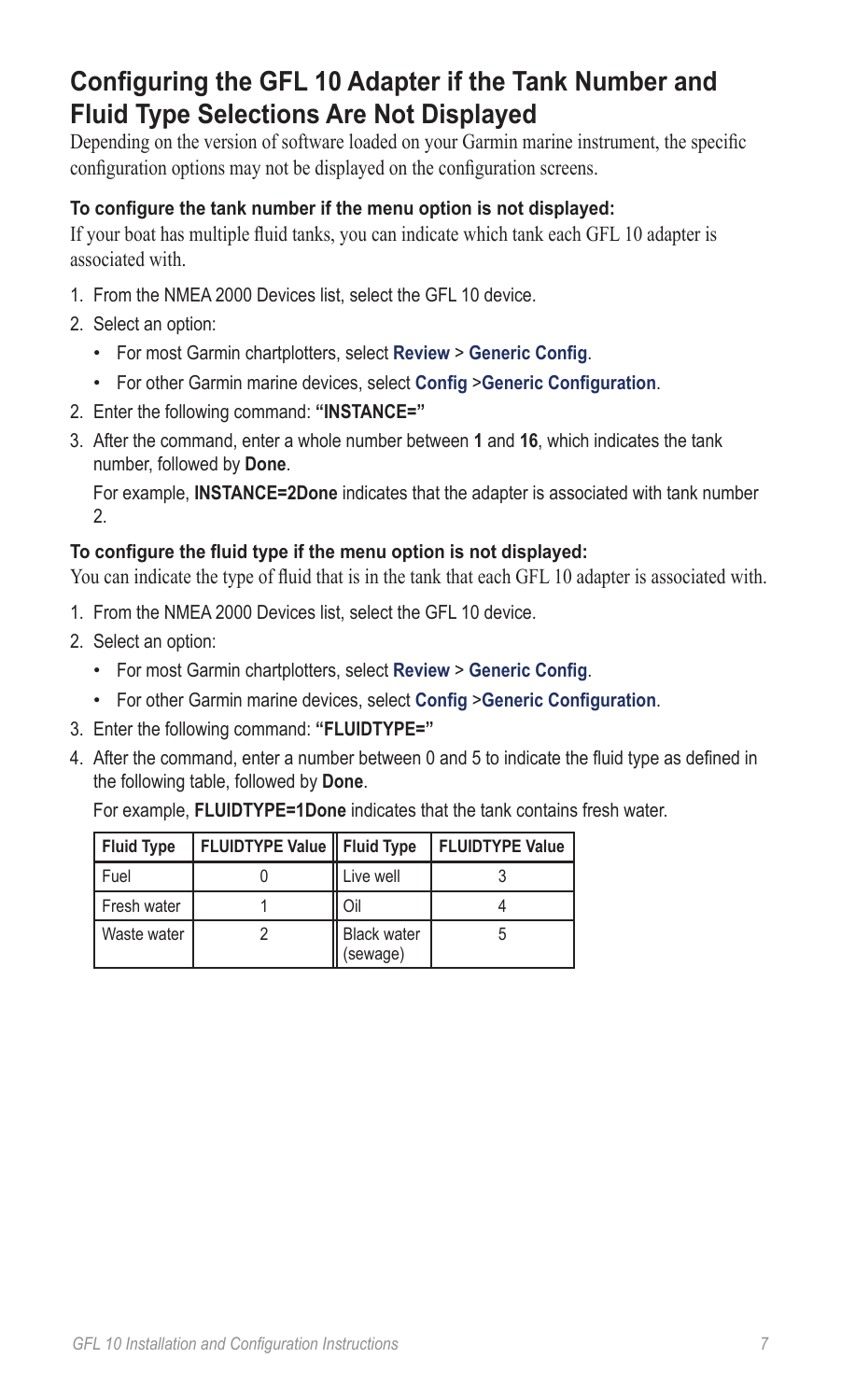## Configuring the GFL 10 Adapter if the Tank Number and Fluid Type Selections Are Not Displayed

Depending on the version of software loaded on your Garmin marine instrument, the specific configuration options may not be displayed on the configuration screens.

**To configure the tank number if the menu option is not displayed:**

If your boat has multiple fluid tanks, you can indicate which tank each GFL 10 adapter is associated with.

1. From the NMEA 2000 Devices list, select the GFL 10 device.
2. Select an option:
   - For most Garmin chartplotters, select **Review** > **Generic Config**.
   - For other Garmin marine devices, select **Config** >**Generic Configuration**.
2. Enter the following command: **"INSTANCE="**
3. After the command, enter a whole number between **1** and **16**, which indicates the tank number, followed by **Done**.

   For example, **INSTANCE=2Done** indicates that the adapter is associated with tank number 2.

**To configure the fluid type if the menu option is not displayed:**

You can indicate the type of fluid that is in the tank that each GFL 10 adapter is associated with.

1. From the NMEA 2000 Devices list, select the GFL 10 device.
2. Select an option:
   - For most Garmin chartplotters, select **Review** > **Generic Config**.
   - For other Garmin marine devices, select **Config** >**Generic Configuration**.
3. Enter the following command: **"FLUIDTYPE="**
4. After the command, enter a number between 0 and 5 to indicate the fluid type as defined in the following table, followed by **Done**.

   For example, **FLUIDTYPE=1Done** indicates that the tank contains fresh water.

| Fluid Type | FLUIDTYPE Value | Fluid Type | FLUIDTYPE Value |
|---|---|---|---|
| Fuel | 0 | Live well | 3 |
| Fresh water | 1 | Oil | 4 |
| Waste water | 2 | Black water (sewage) | 5 |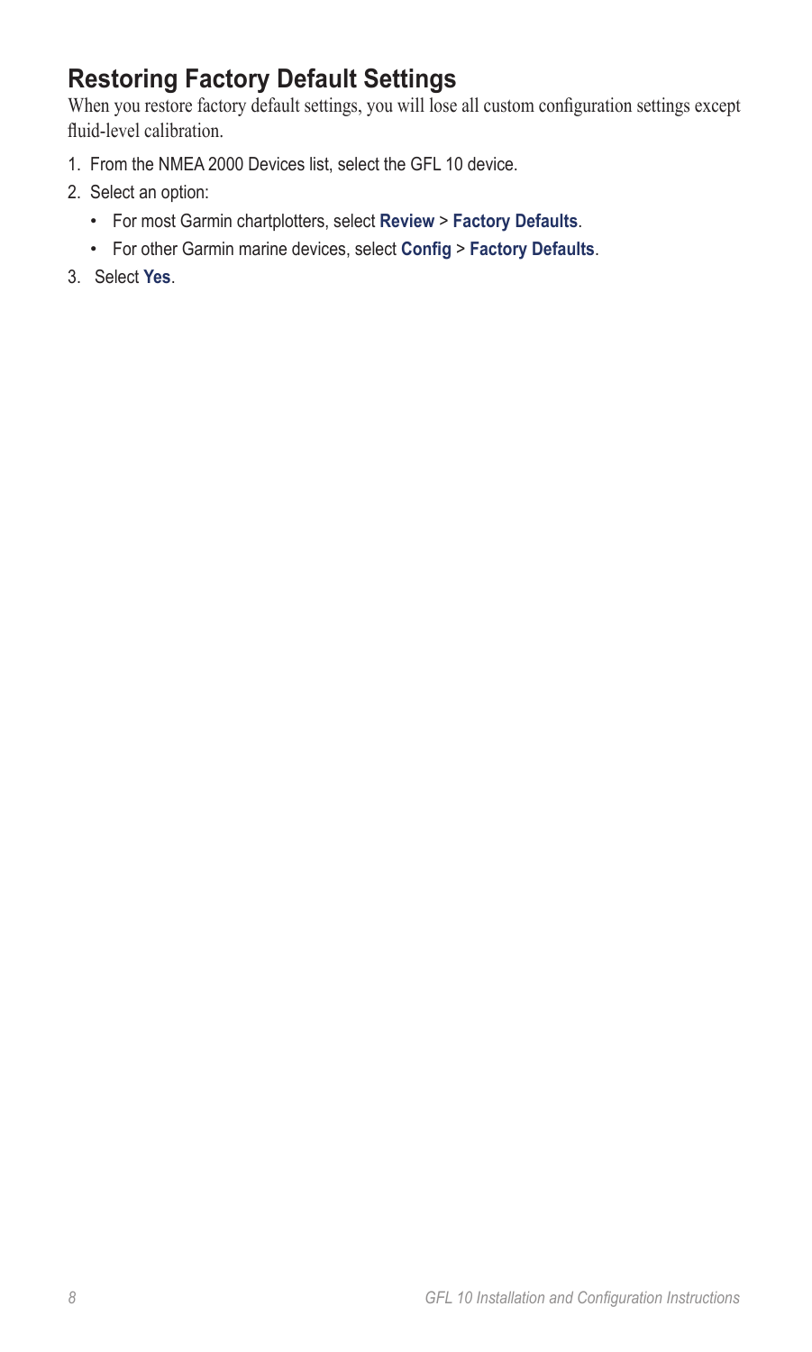## Restoring Factory Default Settings

When you restore factory default settings, you will lose all custom configuration settings except fluid-level calibration.

1. From the NMEA 2000 Devices list, select the GFL 10 device.
2. Select an option:
   - For most Garmin chartplotters, select **Review** > **Factory Defaults**.
   - For other Garmin marine devices, select **Config** > **Factory Defaults**.
3. Select **Yes**.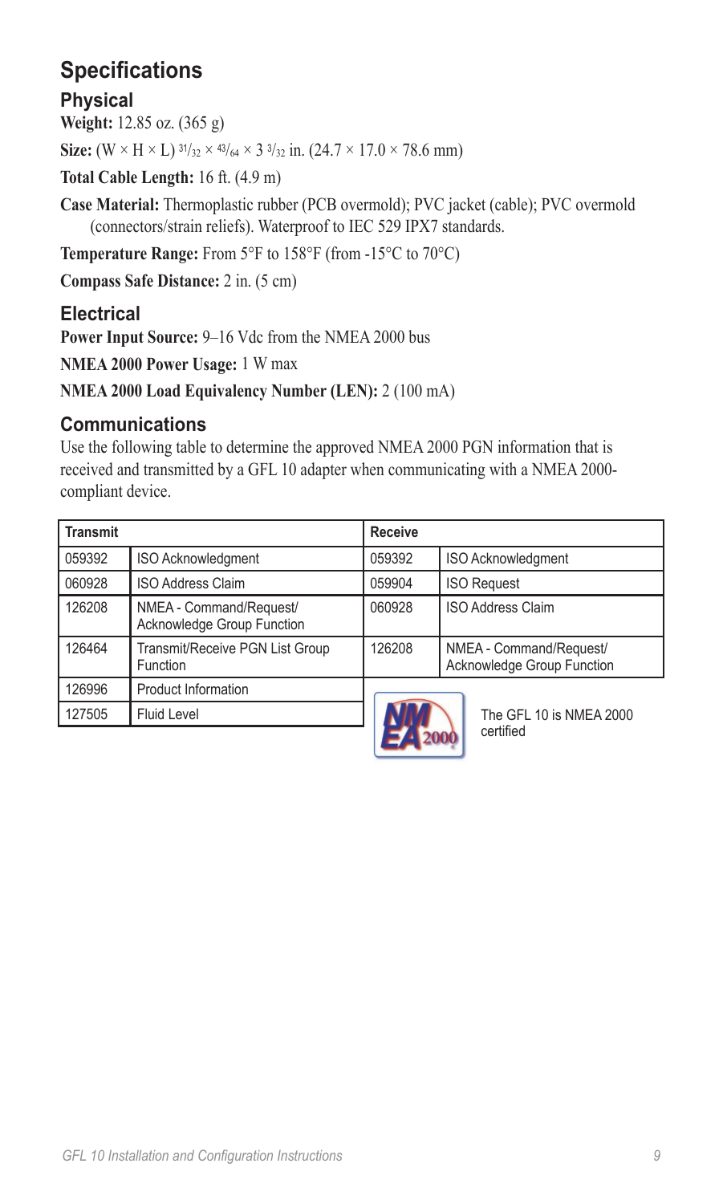# Specifications

## Physical

**Weight:** 12.85 oz. (365 g)

**Size:** (W × H × L) $^{31}/_{32}$ × $^{43}/_{64}$ × 3 $^{3}/_{32}$ in. (24.7 × 17.0 × 78.6 mm)

**Total Cable Length:** 16 ft. (4.9 m)

**Case Material:** Thermoplastic rubber (PCB overmold); PVC jacket (cable); PVC overmold (connectors/strain reliefs). Waterproof to IEC 529 IPX7 standards.

**Temperature Range:** From 5°F to 158°F (from -15°C to 70°C)

**Compass Safe Distance:** 2 in. (5 cm)

## Electrical

**Power Input Source:** 9–16 Vdc from the NMEA 2000 bus

**NMEA 2000 Power Usage:** 1 W max

**NMEA 2000 Load Equivalency Number (LEN):** 2 (100 mA)

## Communications

Use the following table to determine the approved NMEA 2000 PGN information that is received and transmitted by a GFL 10 adapter when communicating with a NMEA 2000-compliant device.

| Transmit | | Receive | |
|---|---|---|---|
| 059392 | ISO Acknowledgment | 059392 | ISO Acknowledgment |
| 060928 | ISO Address Claim | 059904 | ISO Request |
| 126208 | NMEA - Command/Request/ Acknowledge Group Function | 060928 | ISO Address Claim |
| 126464 | Transmit/Receive PGN List Group Function | 126208 | NMEA - Command/Request/ Acknowledge Group Function |
| 126996 | Product Information | | |
| 127505 | Fluid Level | | |

The GFL 10 is NMEA 2000 certified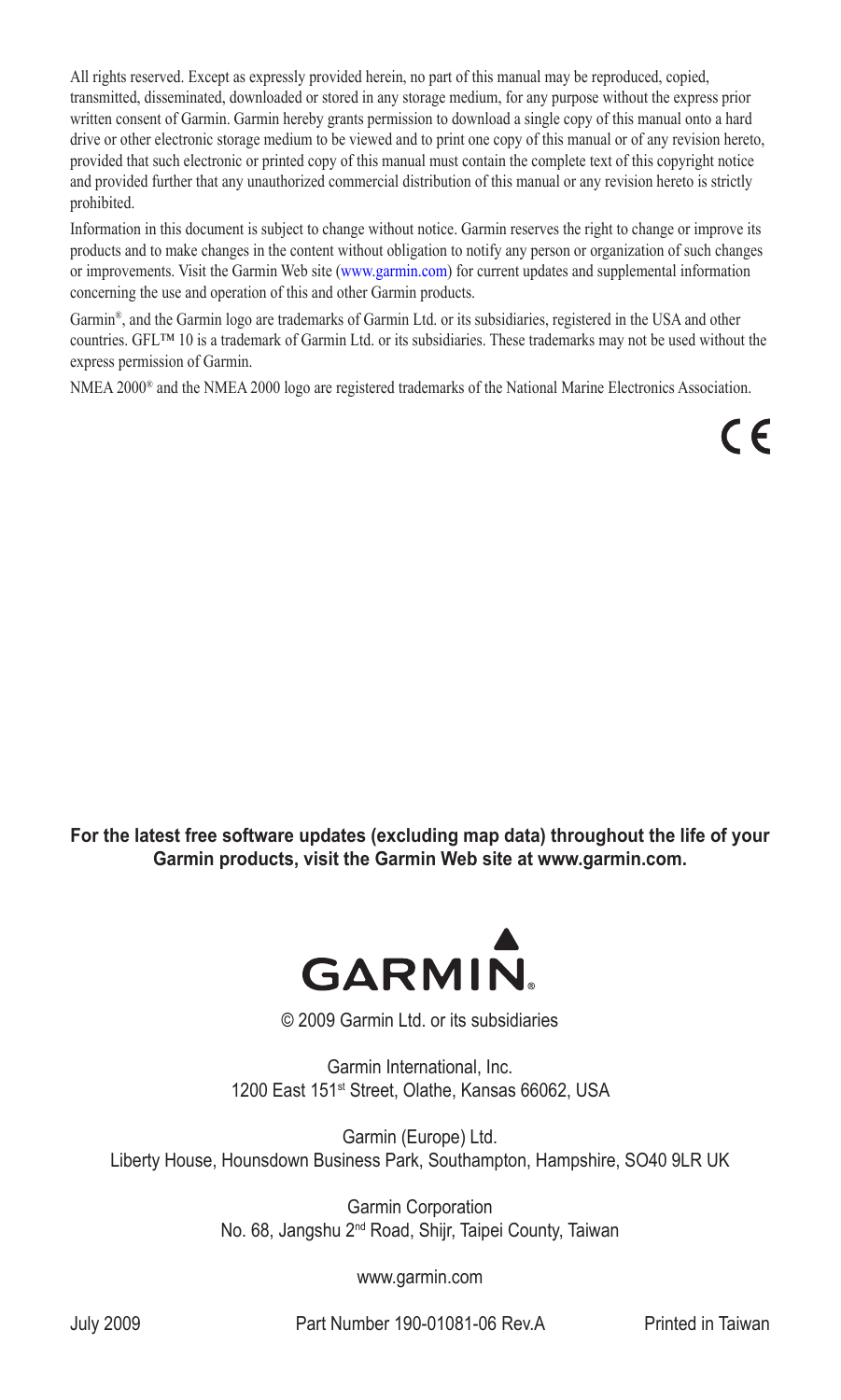All rights reserved. Except as expressly provided herein, no part of this manual may be reproduced, copied, transmitted, disseminated, downloaded or stored in any storage medium, for any purpose without the express prior written consent of Garmin. Garmin hereby grants permission to download a single copy of this manual onto a hard drive or other electronic storage medium to be viewed and to print one copy of this manual or of any revision hereto, provided that such electronic or printed copy of this manual must contain the complete text of this copyright notice and provided further that any unauthorized commercial distribution of this manual or any revision hereto is strictly prohibited.

Information in this document is subject to change without notice. Garmin reserves the right to change or improve its products and to make changes in the content without obligation to notify any person or organization of such changes or improvements. Visit the Garmin Web site (www.garmin.com) for current updates and supplemental information concerning the use and operation of this and other Garmin products.

Garmin®, and the Garmin logo are trademarks of Garmin Ltd. or its subsidiaries, registered in the USA and other countries. GFL™ 10 is a trademark of Garmin Ltd. or its subsidiaries. These trademarks may not be used without the express permission of Garmin.

NMEA 2000® and the NMEA 2000 logo are registered trademarks of the National Marine Electronics Association.

CE

**For the latest free software updates (excluding map data) throughout the life of your Garmin products, visit the Garmin Web site at www.garmin.com.**

GARMIN

© 2009 Garmin Ltd. or its subsidiaries

Garmin International, Inc.
1200 East 151st Street, Olathe, Kansas 66062, USA

Garmin (Europe) Ltd.
Liberty House, Hounsdown Business Park, Southampton, Hampshire, SO40 9LR UK

Garmin Corporation
No. 68, Jangshu 2nd Road, Shijr, Taipei County, Taiwan

www.garmin.com

July 2009 Part Number 190-01081-06 Rev.A Printed in Taiwan